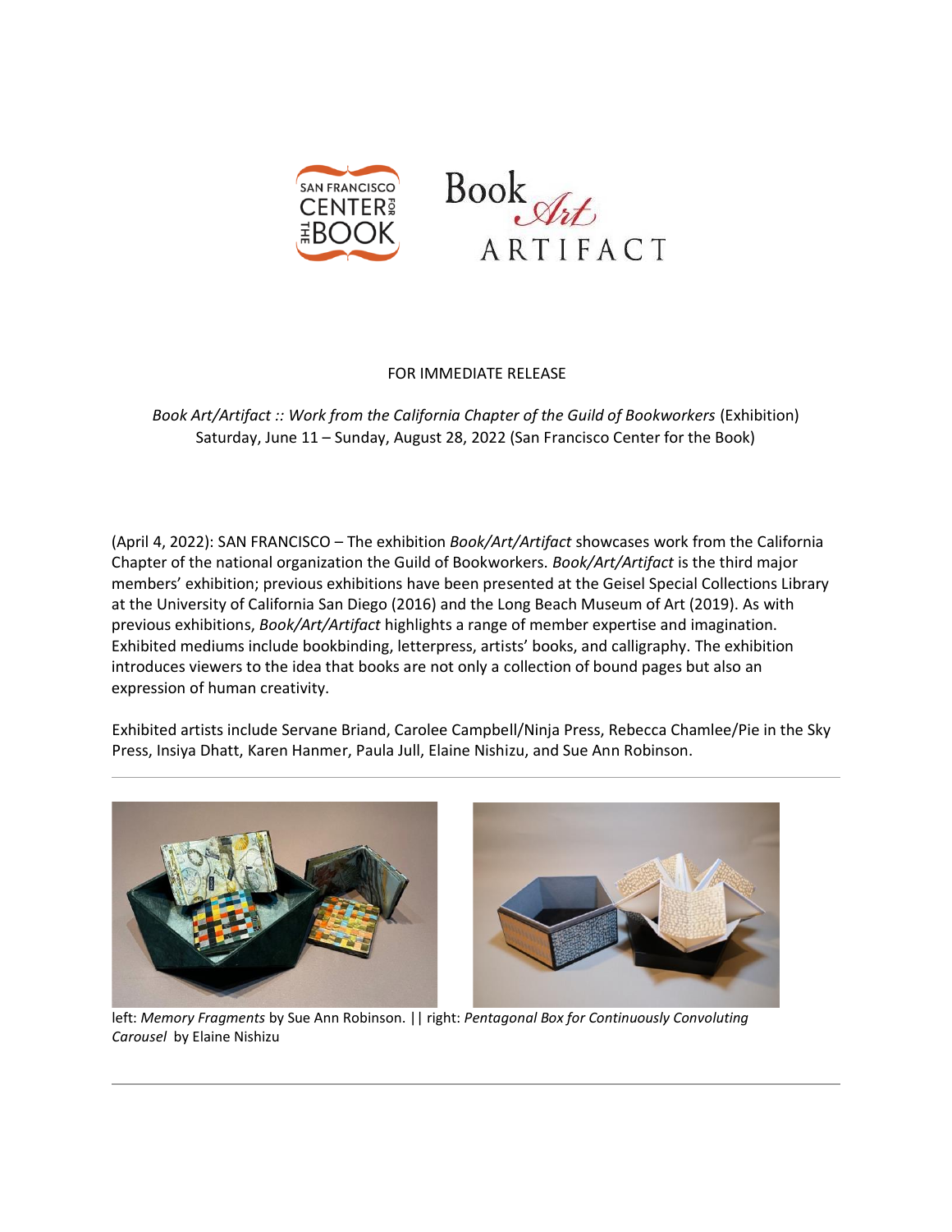FOR IMMEDIATE RELEASE

*Book Art/Artifact :: Work from the California Chapter of the Guild of Bookworkers* (Exhibition)
Saturday, June 11 – Sunday, August 28, 2022 (San Francisco Center for the Book)

(April 4, 2022): SAN FRANCISCO – The exhibition *Book/Art/Artifact* showcases work from the California Chapter of the national organization the Guild of Bookworkers. *Book/Art/Artifact* is the third major members' exhibition; previous exhibitions have been presented at the Geisel Special Collections Library at the University of California San Diego (2016) and the Long Beach Museum of Art (2019). As with previous exhibitions, *Book/Art/Artifact* highlights a range of member expertise and imagination. Exhibited mediums include bookbinding, letterpress, artists' books, and calligraphy. The exhibition introduces viewers to the idea that books are not only a collection of bound pages but also an expression of human creativity.

Exhibited artists include Servane Briand, Carolee Campbell/Ninja Press, Rebecca Chamlee/Pie in the Sky Press, Insiya Dhatt, Karen Hanmer, Paula Jull, Elaine Nishizu, and Sue Ann Robinson.

---

left: *Memory Fragments* by Sue Ann Robinson. || right: *Pentagonal Box for Continuously Convoluting Carousel* by Elaine Nishizu

---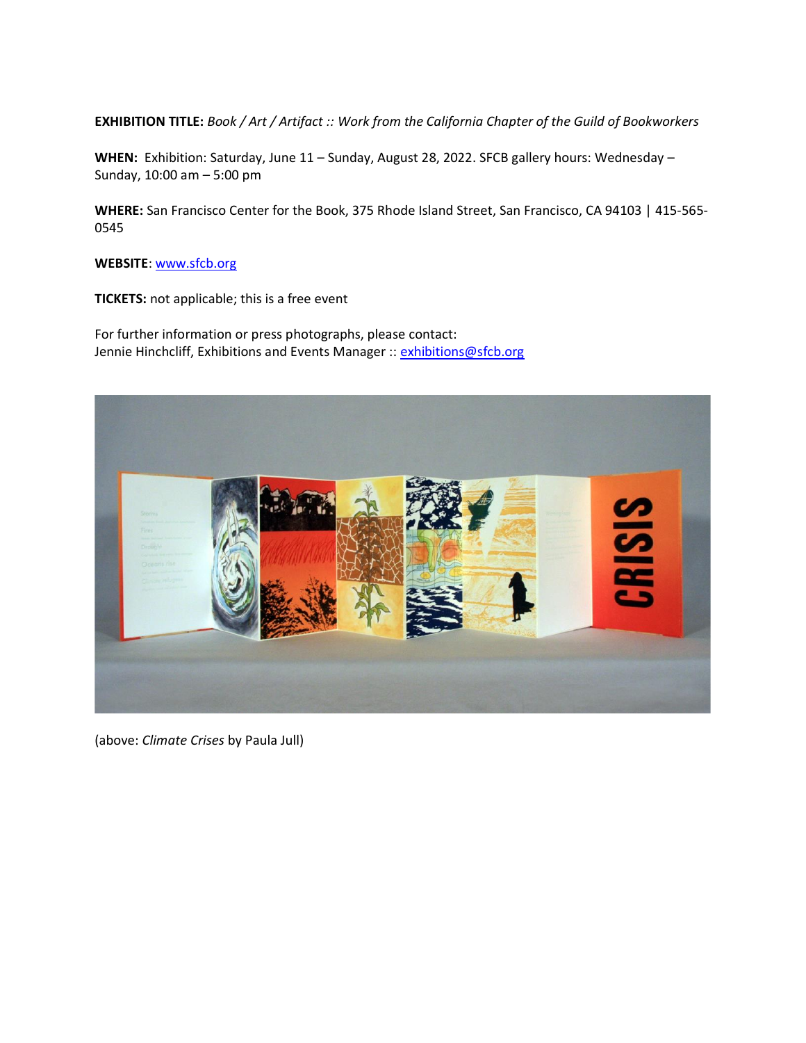**EXHIBITION TITLE:** *Book / Art / Artifact :: Work from the California Chapter of the Guild of Bookworkers*

**WHEN:** Exhibition: Saturday, June 11 – Sunday, August 28, 2022. SFCB gallery hours: Wednesday – Sunday, 10:00 am – 5:00 pm

**WHERE:** San Francisco Center for the Book, 375 Rhode Island Street, San Francisco, CA 94103 | 415-565-0545

**WEBSITE**: www.sfcb.org

**TICKETS:** not applicable; this is a free event

For further information or press photographs, please contact:
Jennie Hinchcliff, Exhibitions and Events Manager :: exhibitions@sfcb.org

(above: *Climate Crises* by Paula Jull)